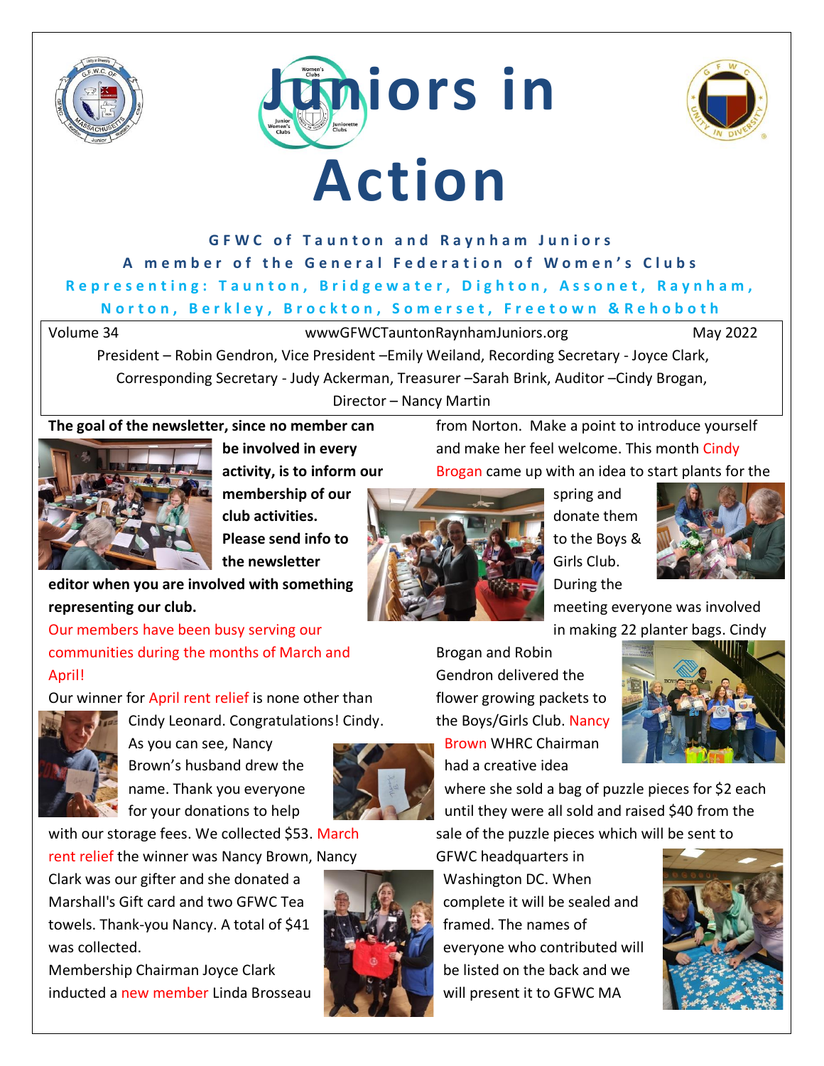# Juniors in Action

**GFWC of Taunton and Raynham Juniors**

**A member of the General Federation of Women's Clubs**

**Representing: Taunton, Bridgewater, Dighton, Assonet, Raynham, Norton, Berkley, Brockton, Somerset, Freetown & Rehoboth**

Volume 34 | wwwGFWCTauntonRaynhamJuniors.org | May 2022

President – Robin Gendron, Vice President –Emily Weiland, Recording Secretary - Joyce Clark, Corresponding Secretary - Judy Ackerman, Treasurer –Sarah Brink, Auditor –Cindy Brogan, Director – Nancy Martin

**The goal of the newsletter, since no member can be involved in every activity, is to inform our membership of our club activities. Please send info to the newsletter editor when you are involved with something representing our club.**

Our members have been busy serving our communities during the months of March and April!

Our winner for April rent relief is none other than Cindy Leonard. Congratulations! Cindy. As you can see, Nancy Brown's husband drew the name. Thank you everyone for your donations to help with our storage fees. We collected $53. March rent relief the winner was Nancy Brown, Nancy Clark was our gifter and she donated a Marshall's Gift card and two GFWC Tea towels. Thank-you Nancy. A total of $41 was collected.

Membership Chairman Joyce Clark inducted a new member Linda Brosseau from Norton. Make a point to introduce yourself and make her feel welcome. This month Cindy Brogan came up with an idea to start plants for the spring and donate them to the Boys & Girls Club. During the meeting everyone was involved in making 22 planter bags. Cindy Brogan and Robin Gendron delivered the flower growing packets to the Boys/Girls Club. Nancy Brown WHRC Chairman had a creative idea where she sold a bag of puzzle pieces for $2 each until they were all sold and raised $40 from the sale of the puzzle pieces which will be sent to GFWC headquarters in Washington DC. When complete it will be sealed and framed. The names of everyone who contributed will be listed on the back and we will present it to GFWC MA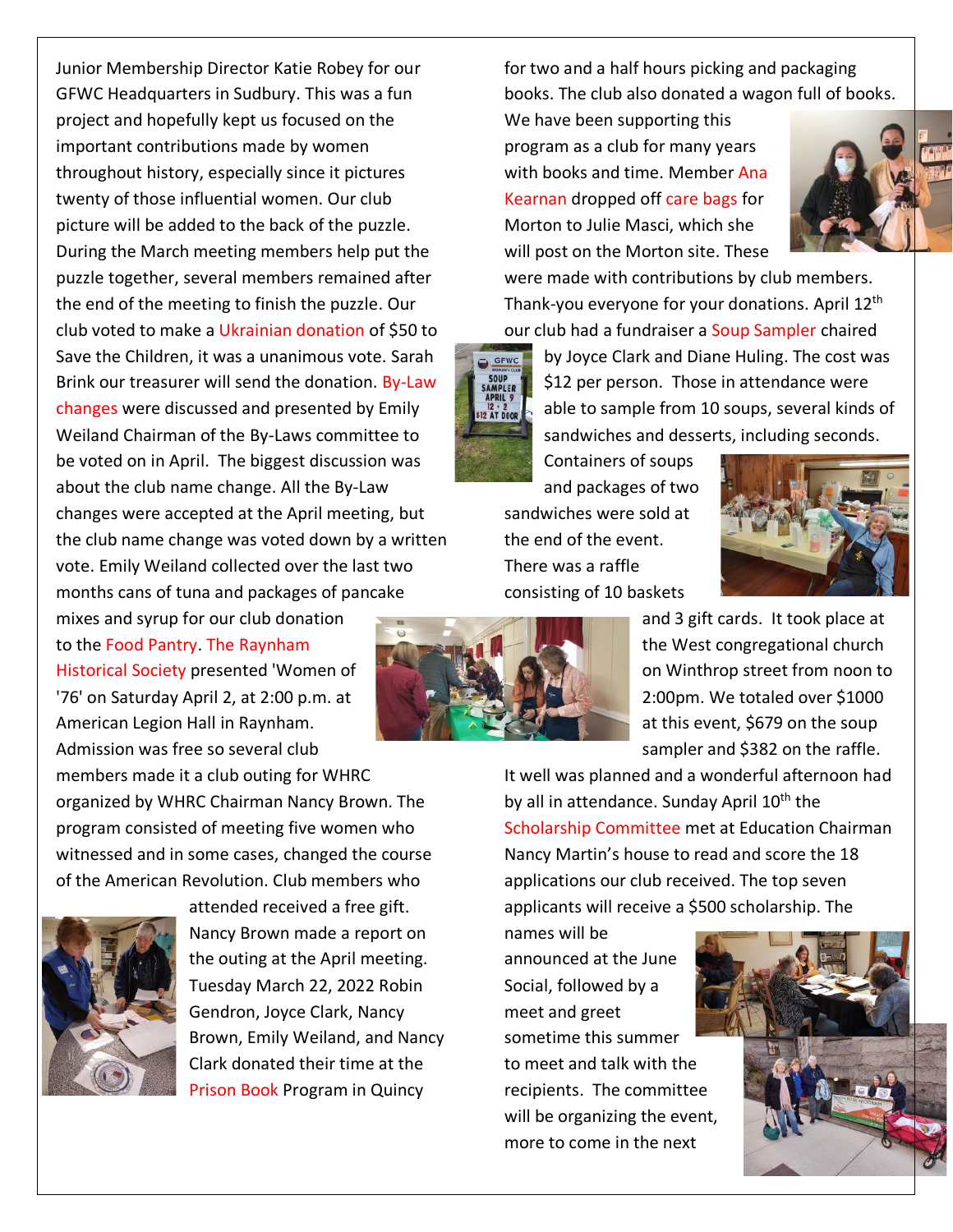Junior Membership Director Katie Robey for our GFWC Headquarters in Sudbury. This was a fun project and hopefully kept us focused on the important contributions made by women throughout history, especially since it pictures twenty of those influential women. Our club picture will be added to the back of the puzzle. During the March meeting members help put the puzzle together, several members remained after the end of the meeting to finish the puzzle. Our club voted to make a Ukrainian donation of $50 to Save the Children, it was a unanimous vote. Sarah Brink our treasurer will send the donation. By-Law changes were discussed and presented by Emily Weiland Chairman of the By-Laws committee to be voted on in April. The biggest discussion was about the club name change. All the By-Law changes were accepted at the April meeting, but the club name change was voted down by a written vote. Emily Weiland collected over the last two months cans of tuna and packages of pancake mixes and syrup for our club donation to the Food Pantry. The Raynham Historical Society presented 'Women of '76' on Saturday April 2, at 2:00 p.m. at American Legion Hall in Raynham. Admission was free so several club members made it a club outing for WHRC organized by WHRC Chairman Nancy Brown. The program consisted of meeting five women who witnessed and in some cases, changed the course of the American Revolution. Club members who attended received a free gift. Nancy Brown made a report on the outing at the April meeting. Tuesday March 22, 2022 Robin Gendron, Joyce Clark, Nancy Brown, Emily Weiland, and Nancy Clark donated their time at the Prison Book Program in Quincy for two and a half hours picking and packaging books. The club also donated a wagon full of books. We have been supporting this program as a club for many years with books and time. Member Ana Kearnan dropped off care bags for Morton to Julie Masci, which she will post on the Morton site. These were made with contributions by club members. Thank-you everyone for your donations. April 12th our club had a fundraiser a Soup Sampler chaired by Joyce Clark and Diane Huling. The cost was $12 per person. Those in attendance were able to sample from 10 soups, several kinds of sandwiches and desserts, including seconds. Containers of soups and packages of two sandwiches were sold at the end of the event. There was a raffle consisting of 10 baskets and 3 gift cards. It took place at the West congregational church on Winthrop street from noon to 2:00pm. We totaled over $1000 at this event, $679 on the soup sampler and $382 on the raffle. It well was planned and a wonderful afternoon had by all in attendance. Sunday April 10th the Scholarship Committee met at Education Chairman Nancy Martin's house to read and score the 18 applications our club received. The top seven applicants will receive a $500 scholarship. The names will be announced at the June Social, followed by a meet and greet sometime this summer to meet and talk with the recipients. The committee will be organizing the event, more to come in the next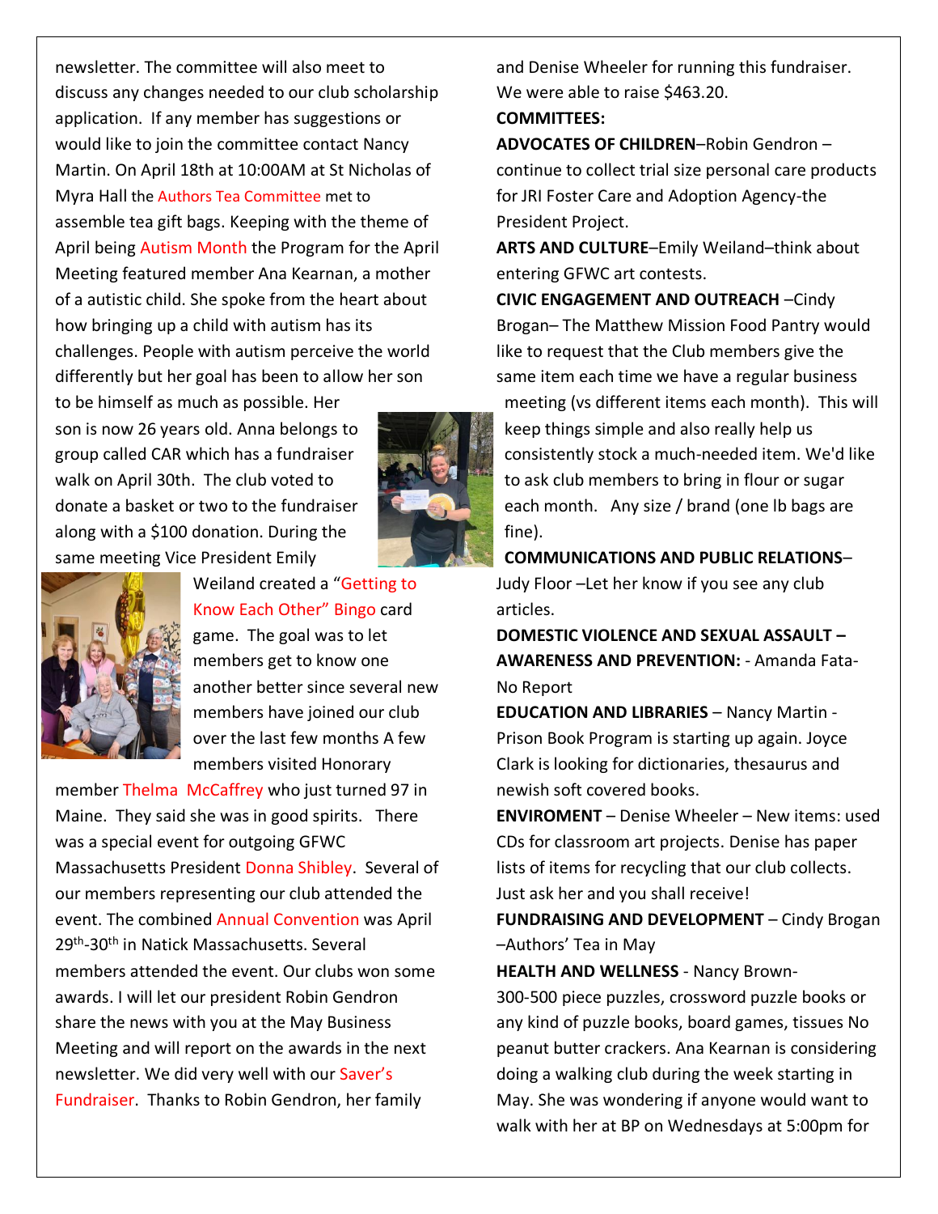newsletter. The committee will also meet to discuss any changes needed to our club scholarship application. If any member has suggestions or would like to join the committee contact Nancy Martin. On April 18th at 10:00AM at St Nicholas of Myra Hall the Authors Tea Committee met to assemble tea gift bags. Keeping with the theme of April being Autism Month the Program for the April Meeting featured member Ana Kearnan, a mother of a autistic child. She spoke from the heart about how bringing up a child with autism has its challenges. People with autism perceive the world differently but her goal has been to allow her son to be himself as much as possible. Her son is now 26 years old. Anna belongs to group called CAR which has a fundraiser walk on April 30th. The club voted to donate a basket or two to the fundraiser along with a $100 donation. During the same meeting Vice President Emily Weiland created a "Getting to Know Each Other" Bingo card game. The goal was to let members get to know one another better since several new members have joined our club over the last few months A few members visited Honorary member Thelma McCaffrey who just turned 97 in Maine. They said she was in good spirits. There was a special event for outgoing GFWC Massachusetts President Donna Shibley. Several of our members representing our club attended the event. The combined Annual Convention was April 29th-30th in Natick Massachusetts. Several members attended the event. Our clubs won some awards. I will let our president Robin Gendron share the news with you at the May Business Meeting and will report on the awards in the next newsletter. We did very well with our Saver's Fundraiser. Thanks to Robin Gendron, her family and Denise Wheeler for running this fundraiser. We were able to raise $463.20.

**COMMITTEES:**

**ADVOCATES OF CHILDREN**–Robin Gendron – continue to collect trial size personal care products for JRI Foster Care and Adoption Agency-the President Project.

**ARTS AND CULTURE**–Emily Weiland–think about entering GFWC art contests.

**CIVIC ENGAGEMENT AND OUTREACH** –Cindy Brogan– The Matthew Mission Food Pantry would like to request that the Club members give the same item each time we have a regular business meeting (vs different items each month). This will keep things simple and also really help us consistently stock a much-needed item. We'd like to ask club members to bring in flour or sugar each month. Any size / brand (one lb bags are fine).

**COMMUNICATIONS AND PUBLIC RELATIONS**– Judy Floor –Let her know if you see any club articles.

**DOMESTIC VIOLENCE AND SEXUAL ASSAULT – AWARENESS AND PREVENTION:** - Amanda Fata- No Report

**EDUCATION AND LIBRARIES** – Nancy Martin - Prison Book Program is starting up again. Joyce Clark is looking for dictionaries, thesaurus and newish soft covered books.

**ENVIROMENT** – Denise Wheeler – New items: used CDs for classroom art projects. Denise has paper lists of items for recycling that our club collects. Just ask her and you shall receive!

**FUNDRAISING AND DEVELOPMENT** – Cindy Brogan –Authors' Tea in May

**HEALTH AND WELLNESS** - Nancy Brown- 300-500 piece puzzles, crossword puzzle books or any kind of puzzle books, board games, tissues No peanut butter crackers. Ana Kearnan is considering doing a walking club during the week starting in May. She was wondering if anyone would want to walk with her at BP on Wednesdays at 5:00pm for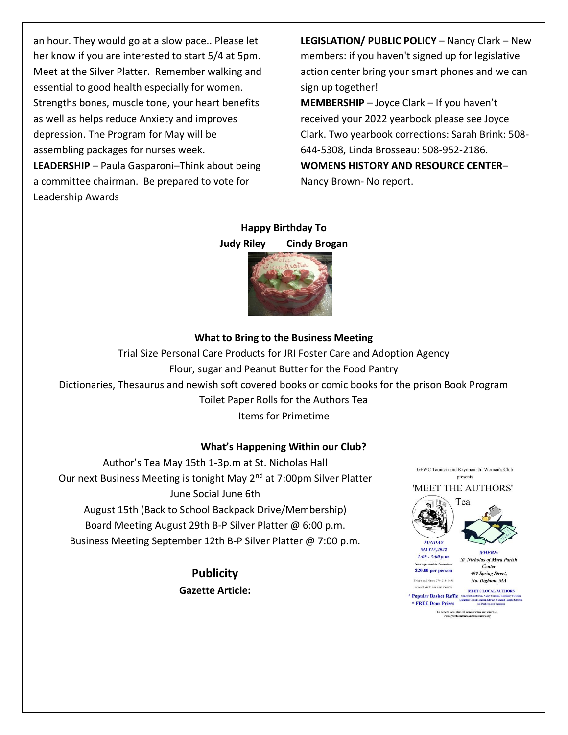an hour. They would go at a slow pace.. Please let her know if you are interested to start 5/4 at 5pm. Meet at the Silver Platter. Remember walking and essential to good health especially for women. Strengths bones, muscle tone, your heart benefits as well as helps reduce Anxiety and improves depression. The Program for May will be assembling packages for nurses week.

**LEADERSHIP** – Paula Gasparoni–Think about being a committee chairman. Be prepared to vote for Leadership Awards

**LEGISLATION/ PUBLIC POLICY** – Nancy Clark – New members: if you haven't signed up for legislative action center bring your smart phones and we can sign up together!

**MEMBERSHIP** – Joyce Clark – If you haven't received your 2022 yearbook please see Joyce Clark. Two yearbook corrections: Sarah Brink: 508-644-5308, Linda Brosseau: 508-952-2186.

**WOMENS HISTORY AND RESOURCE CENTER**– Nancy Brown- No report.

**Happy Birthday To**

**Judy Riley  Cindy Brogan**

**What to Bring to the Business Meeting**

Trial Size Personal Care Products for JRI Foster Care and Adoption Agency

Flour, sugar and Peanut Butter for the Food Pantry

Dictionaries, Thesaurus and newish soft covered books or comic books for the prison Book Program

Toilet Paper Rolls for the Authors Tea

Items for Primetime

**What's Happening Within our Club?**

Author's Tea May 15th 1-3p.m at St. Nicholas Hall

Our next Business Meeting is tonight May 2nd at 7:00pm Silver Platter

June Social June 6th

August 15th (Back to School Backpack Drive/Membership)

Board Meeting August 29th B-P Silver Platter @ 6:00 p.m.

Business Meeting September 12th B-P Silver Platter @ 7:00 p.m.

GFWC Taunton and Raynham Jr. Woman's Club presents

'MEET THE AUTHORS' Tea

SUNDAY MAY15,2022 1:00 - 3:00 p.m. Non refundable Donation $20.00 per person

WHERE: St. Nicholas of Myra Parish Center 499 Spring Street, No. Dighton, MA

\* Popular Basket Raffle
\* FREE Door Prizes

MEET 8 LOCAL AUTHORS

## Publicity

**Gazette Article:**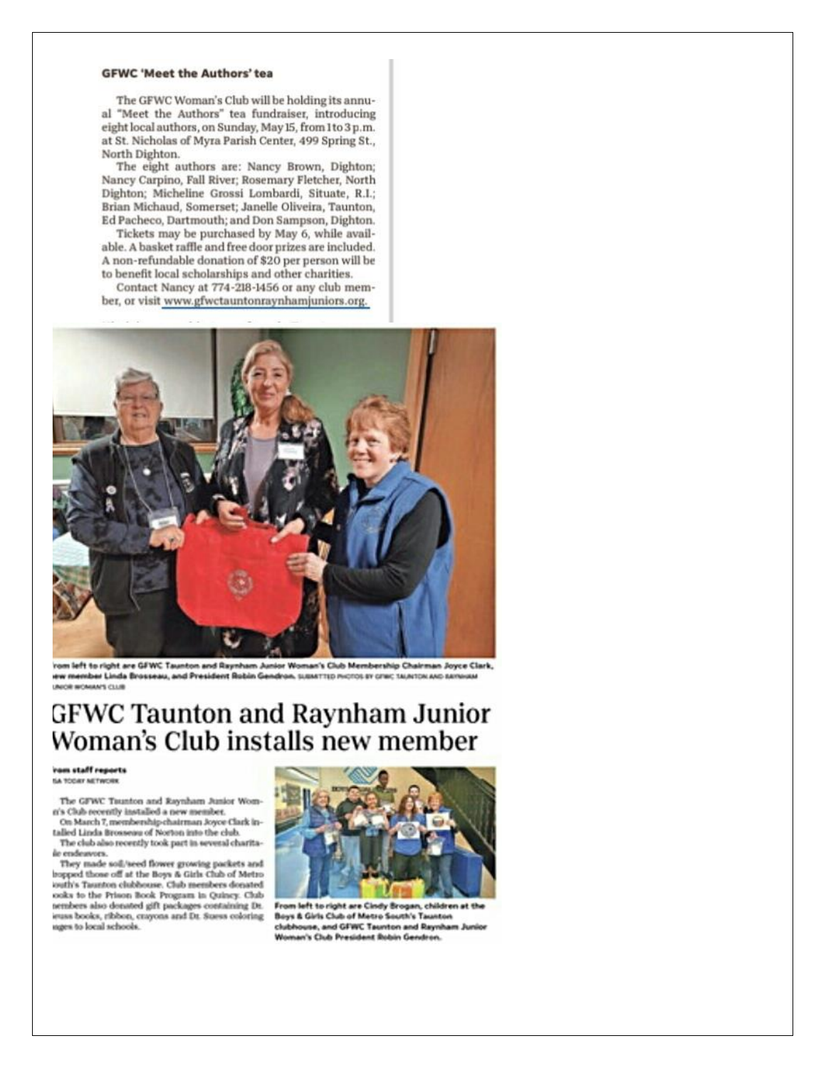### GFWC 'Meet the Authors' tea

The GFWC Woman's Club will be holding its annual "Meet the Authors" tea fundraiser, introducing eight local authors, on Sunday, May 15, from 1 to 3 p.m. at St. Nicholas of Myra Parish Center, 499 Spring St., North Dighton.

The eight authors are: Nancy Brown, Dighton; Nancy Carpino, Fall River; Rosemary Fletcher, North Dighton; Micheline Grossi Lombardi, Situate, R.I.; Brian Michaud, Somerset; Janelle Oliveira, Taunton, Ed Pacheco, Dartmouth; and Don Sampson, Dighton.

Tickets may be purchased by May 6, while available. A basket raffle and free door prizes are included. A non-refundable donation of $20 per person will be to benefit local scholarships and other charities.

Contact Nancy at 774-218-1456 or any club member, or visit www.gfwctauntonraynhamjuniors.org.

From left to right are GFWC Taunton and Raynham Junior Woman's Club Membership Chairman Joyce Clark, new member Linda Brosseau, and President Robin Gendron. SUBMITTED PHOTOS BY GFWC TAUNTON AND RAYNHAM JUNIOR WOMAN'S CLUB

# GFWC Taunton and Raynham Junior Woman's Club installs new member

From staff reports
USA TODAY NETWORK

The GFWC Taunton and Raynham Junior Woman's Club recently installed a new member.

On March 7, membership chairman Joyce Clark installed Linda Brosseau of Norton into the club.

The club also recently took part in several charitable endeavors.

They made soil/seed flower growing packets and dropped those off at the Boys & Girls Club of Metro South's Taunton clubhouse. Club members donated books to the Prison Book Program in Quincy. Club members also donated gift packages containing Dr. Seuss books, ribbon, crayons and Dr. Suess coloring pages to local schools.

From left to right are Cindy Brogan, children at the Boys & Girls Club of Metro South's Taunton clubhouse, and GFWC Taunton and Raynham Junior Woman's Club President Robin Gendron.